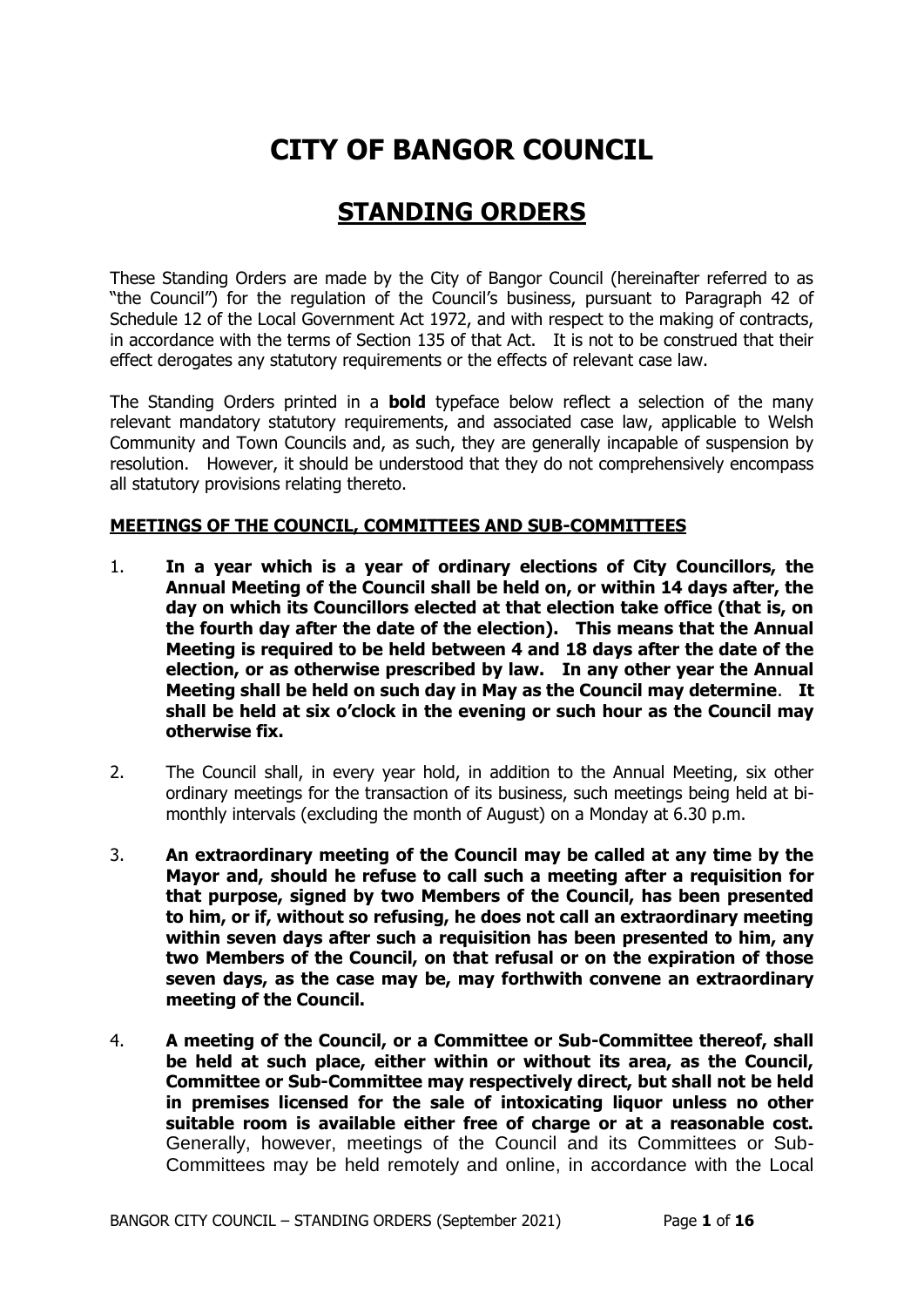# CITY OF BANGOR COUNCIL

## STANDING ORDERS

These Standing Orders are made by the City of Bangor Council (hereinafter referred to as "the Council") for the regulation of the Council's business, pursuant to Paragraph 42 of Schedule 12 of the Local Government Act 1972, and with respect to the making of contracts, in accordance with the terms of Section 135 of that Act. It is not to be construed that their effect derogates any statutory requirements or the effects of relevant case law.

The Standing Orders printed in a **bold** typeface below reflect a selection of the many relevant mandatory statutory requirements, and associated case law, applicable to Welsh Community and Town Councils and, as such, they are generally incapable of suspension by resolution. However, it should be understood that they do not comprehensively encompass all statutory provisions relating thereto.

**MEETINGS OF THE COUNCIL, COMMITTEES AND SUB-COMMITTEES**

1. **In a year which is a year of ordinary elections of City Councillors, the Annual Meeting of the Council shall be held on, or within 14 days after, the day on which its Councillors elected at that election take office (that is, on the fourth day after the date of the election). This means that the Annual Meeting is required to be held between 4 and 18 days after the date of the election, or as otherwise prescribed by law. In any other year the Annual Meeting shall be held on such day in May as the Council may determine. It shall be held at six o'clock in the evening or such hour as the Council may otherwise fix.**

2. The Council shall, in every year hold, in addition to the Annual Meeting, six other ordinary meetings for the transaction of its business, such meetings being held at bi-monthly intervals (excluding the month of August) on a Monday at 6.30 p.m.

3. **An extraordinary meeting of the Council may be called at any time by the Mayor and, should he refuse to call such a meeting after a requisition for that purpose, signed by two Members of the Council, has been presented to him, or if, without so refusing, he does not call an extraordinary meeting within seven days after such a requisition has been presented to him, any two Members of the Council, on that refusal or on the expiration of those seven days, as the case may be, may forthwith convene an extraordinary meeting of the Council.**

4. **A meeting of the Council, or a Committee or Sub-Committee thereof, shall be held at such place, either within or without its area, as the Council, Committee or Sub-Committee may respectively direct, but shall not be held in premises licensed for the sale of intoxicating liquor unless no other suitable room is available either free of charge or at a reasonable cost.** Generally, however, meetings of the Council and its Committees or Sub-Committees may be held remotely and online, in accordance with the Local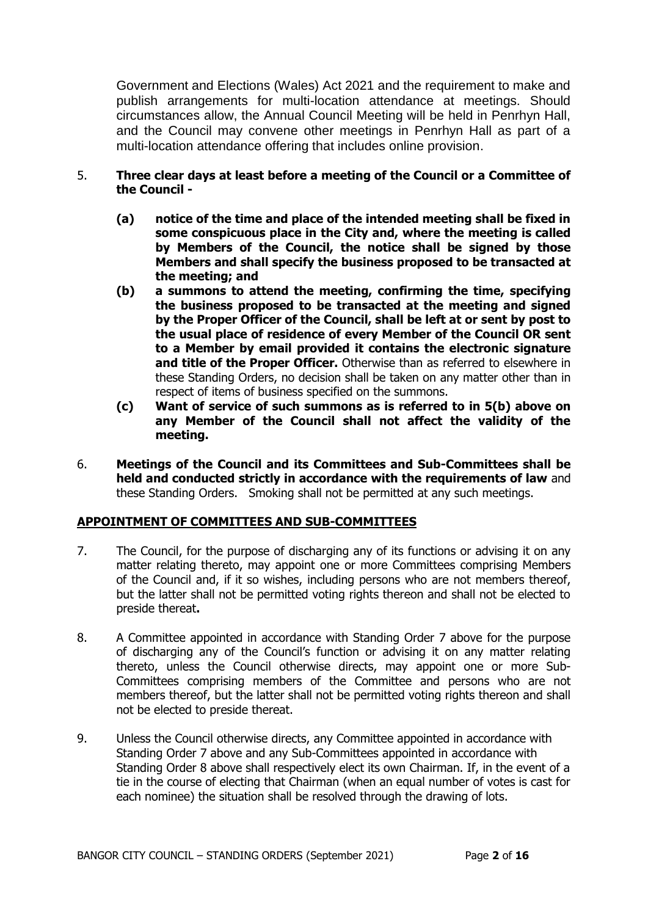Government and Elections (Wales) Act 2021 and the requirement to make and publish arrangements for multi-location attendance at meetings. Should circumstances allow, the Annual Council Meeting will be held in Penrhyn Hall, and the Council may convene other meetings in Penrhyn Hall as part of a multi-location attendance offering that includes online provision.

5. **Three clear days at least before a meeting of the Council or a Committee of the Council -**

   **(a) notice of the time and place of the intended meeting shall be fixed in some conspicuous place in the City and, where the meeting is called by Members of the Council, the notice shall be signed by those Members and shall specify the business proposed to be transacted at the meeting; and**

   **(b) a summons to attend the meeting, confirming the time, specifying the business proposed to be transacted at the meeting and signed by the Proper Officer of the Council, shall be left at or sent by post to the usual place of residence of every Member of the Council OR sent to a Member by email provided it contains the electronic signature and title of the Proper Officer.** Otherwise than as referred to elsewhere in these Standing Orders, no decision shall be taken on any matter other than in respect of items of business specified on the summons.

   **(c) Want of service of such summons as is referred to in 5(b) above on any Member of the Council shall not affect the validity of the meeting.**

6. **Meetings of the Council and its Committees and Sub-Committees shall be held and conducted strictly in accordance with the requirements of law** and these Standing Orders. Smoking shall not be permitted at any such meetings.

## APPOINTMENT OF COMMITTEES AND SUB-COMMITTEES

7. The Council, for the purpose of discharging any of its functions or advising it on any matter relating thereto, may appoint one or more Committees comprising Members of the Council and, if it so wishes, including persons who are not members thereof, but the latter shall not be permitted voting rights thereon and shall not be elected to preside thereat**.**

8. A Committee appointed in accordance with Standing Order 7 above for the purpose of discharging any of the Council's function or advising it on any matter relating thereto, unless the Council otherwise directs, may appoint one or more Sub-Committees comprising members of the Committee and persons who are not members thereof, but the latter shall not be permitted voting rights thereon and shall not be elected to preside thereat.

9. Unless the Council otherwise directs, any Committee appointed in accordance with Standing Order 7 above and any Sub-Committees appointed in accordance with Standing Order 8 above shall respectively elect its own Chairman. If, in the event of a tie in the course of electing that Chairman (when an equal number of votes is cast for each nominee) the situation shall be resolved through the drawing of lots.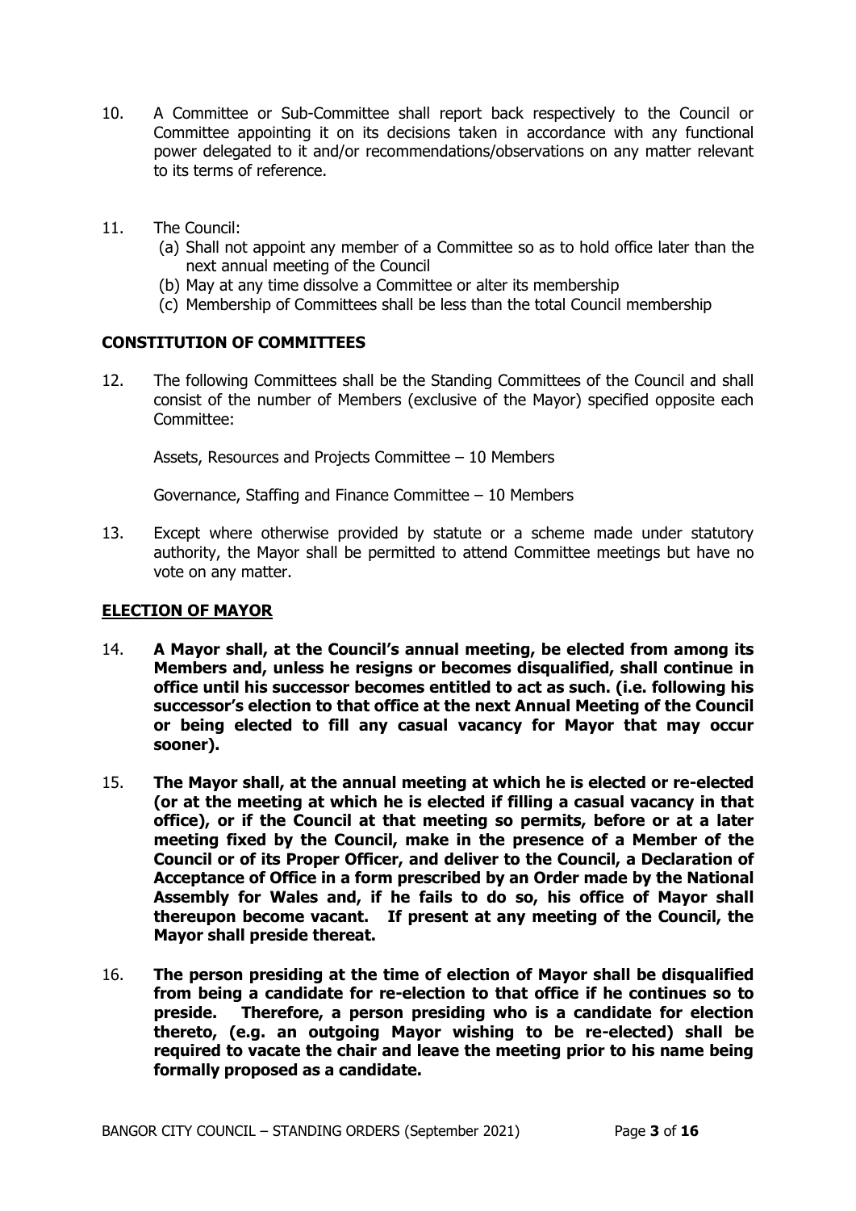10. A Committee or Sub-Committee shall report back respectively to the Council or Committee appointing it on its decisions taken in accordance with any functional power delegated to it and/or recommendations/observations on any matter relevant to its terms of reference.

11. The Council:
    (a) Shall not appoint any member of a Committee so as to hold office later than the next annual meeting of the Council
    (b) May at any time dissolve a Committee or alter its membership
    (c) Membership of Committees shall be less than the total Council membership

**CONSTITUTION OF COMMITTEES**

12. The following Committees shall be the Standing Committees of the Council and shall consist of the number of Members (exclusive of the Mayor) specified opposite each Committee:

    Assets, Resources and Projects Committee – 10 Members

    Governance, Staffing and Finance Committee – 10 Members

13. Except where otherwise provided by statute or a scheme made under statutory authority, the Mayor shall be permitted to attend Committee meetings but have no vote on any matter.

**ELECTION OF MAYOR**

14. **A Mayor shall, at the Council's annual meeting, be elected from among its Members and, unless he resigns or becomes disqualified, shall continue in office until his successor becomes entitled to act as such. (i.e. following his successor's election to that office at the next Annual Meeting of the Council or being elected to fill any casual vacancy for Mayor that may occur sooner).**

15. **The Mayor shall, at the annual meeting at which he is elected or re-elected (or at the meeting at which he is elected if filling a casual vacancy in that office), or if the Council at that meeting so permits, before or at a later meeting fixed by the Council, make in the presence of a Member of the Council or of its Proper Officer, and deliver to the Council, a Declaration of Acceptance of Office in a form prescribed by an Order made by the National Assembly for Wales and, if he fails to do so, his office of Mayor shall thereupon become vacant. If present at any meeting of the Council, the Mayor shall preside thereat.**

16. **The person presiding at the time of election of Mayor shall be disqualified from being a candidate for re-election to that office if he continues so to preside. Therefore, a person presiding who is a candidate for election thereto, (e.g. an outgoing Mayor wishing to be re-elected) shall be required to vacate the chair and leave the meeting prior to his name being formally proposed as a candidate.**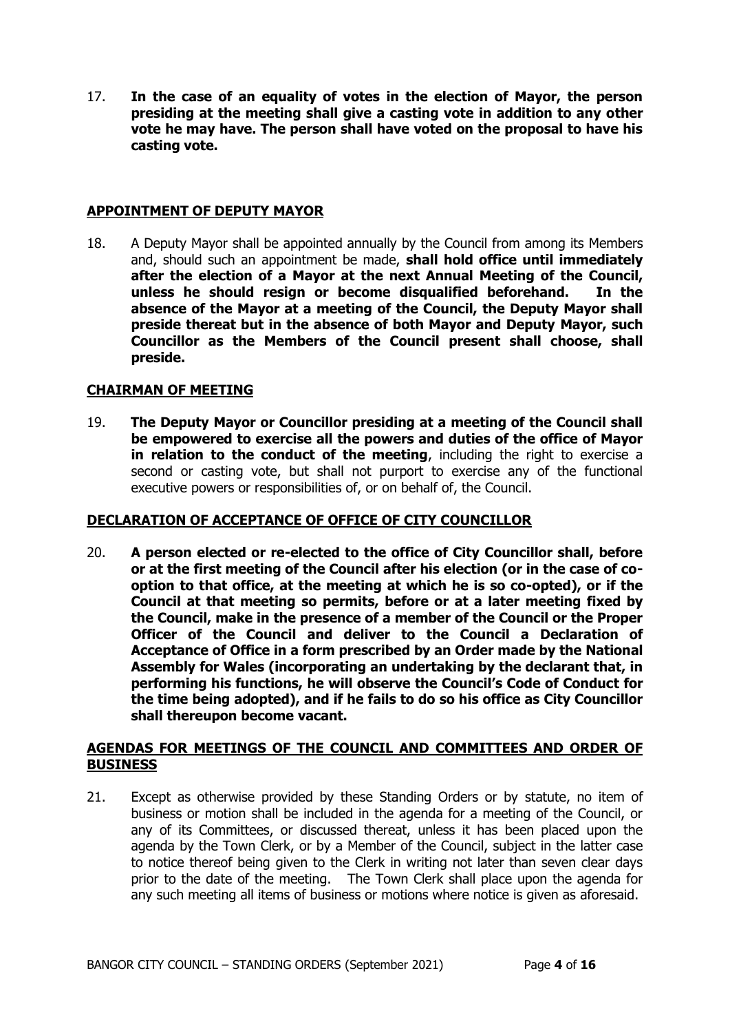17. **In the case of an equality of votes in the election of Mayor, the person presiding at the meeting shall give a casting vote in addition to any other vote he may have. The person shall have voted on the proposal to have his casting vote.**

## APPOINTMENT OF DEPUTY MAYOR

18. A Deputy Mayor shall be appointed annually by the Council from among its Members and, should such an appointment be made, **shall hold office until immediately after the election of a Mayor at the next Annual Meeting of the Council, unless he should resign or become disqualified beforehand. In the absence of the Mayor at a meeting of the Council, the Deputy Mayor shall preside thereat but in the absence of both Mayor and Deputy Mayor, such Councillor as the Members of the Council present shall choose, shall preside.**

## CHAIRMAN OF MEETING

19. **The Deputy Mayor or Councillor presiding at a meeting of the Council shall be empowered to exercise all the powers and duties of the office of Mayor in relation to the conduct of the meeting**, including the right to exercise a second or casting vote, but shall not purport to exercise any of the functional executive powers or responsibilities of, or on behalf of, the Council.

## DECLARATION OF ACCEPTANCE OF OFFICE OF CITY COUNCILLOR

20. **A person elected or re-elected to the office of City Councillor shall, before or at the first meeting of the Council after his election (or in the case of co-option to that office, at the meeting at which he is so co-opted), or if the Council at that meeting so permits, before or at a later meeting fixed by the Council, make in the presence of a member of the Council or the Proper Officer of the Council and deliver to the Council a Declaration of Acceptance of Office in a form prescribed by an Order made by the National Assembly for Wales (incorporating an undertaking by the declarant that, in performing his functions, he will observe the Council's Code of Conduct for the time being adopted), and if he fails to do so his office as City Councillor shall thereupon become vacant.**

## AGENDAS FOR MEETINGS OF THE COUNCIL AND COMMITTEES AND ORDER OF BUSINESS

21. Except as otherwise provided by these Standing Orders or by statute, no item of business or motion shall be included in the agenda for a meeting of the Council, or any of its Committees, or discussed thereat, unless it has been placed upon the agenda by the Town Clerk, or by a Member of the Council, subject in the latter case to notice thereof being given to the Clerk in writing not later than seven clear days prior to the date of the meeting. The Town Clerk shall place upon the agenda for any such meeting all items of business or motions where notice is given as aforesaid.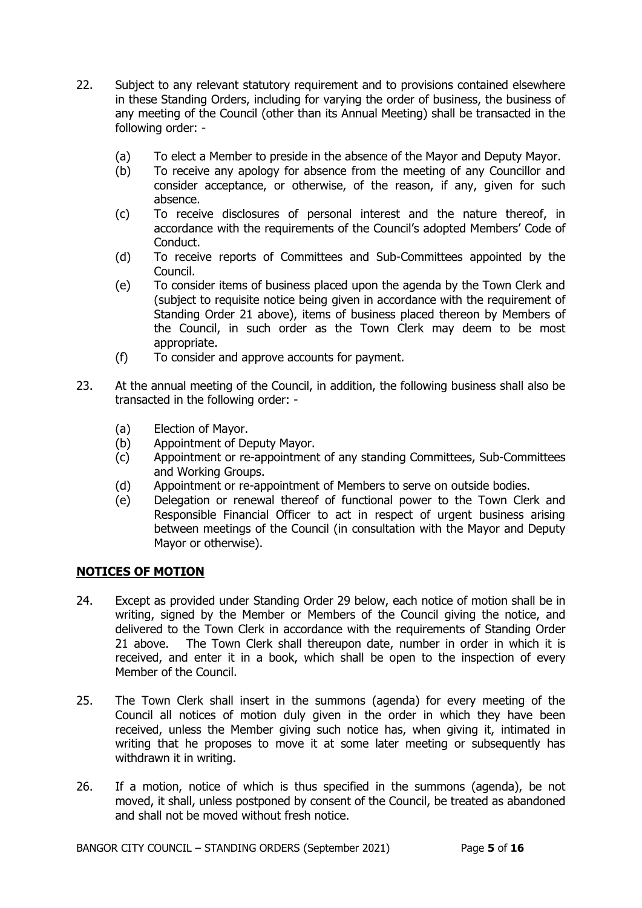22. Subject to any relevant statutory requirement and to provisions contained elsewhere in these Standing Orders, including for varying the order of business, the business of any meeting of the Council (other than its Annual Meeting) shall be transacted in the following order: -

    (a) To elect a Member to preside in the absence of the Mayor and Deputy Mayor.
    (b) To receive any apology for absence from the meeting of any Councillor and consider acceptance, or otherwise, of the reason, if any, given for such absence.
    (c) To receive disclosures of personal interest and the nature thereof, in accordance with the requirements of the Council's adopted Members' Code of Conduct.
    (d) To receive reports of Committees and Sub-Committees appointed by the Council.
    (e) To consider items of business placed upon the agenda by the Town Clerk and (subject to requisite notice being given in accordance with the requirement of Standing Order 21 above), items of business placed thereon by Members of the Council, in such order as the Town Clerk may deem to be most appropriate.
    (f) To consider and approve accounts for payment.

23. At the annual meeting of the Council, in addition, the following business shall also be transacted in the following order: -

    (a) Election of Mayor.
    (b) Appointment of Deputy Mayor.
    (c) Appointment or re-appointment of any standing Committees, Sub-Committees and Working Groups.
    (d) Appointment or re-appointment of Members to serve on outside bodies.
    (e) Delegation or renewal thereof of functional power to the Town Clerk and Responsible Financial Officer to act in respect of urgent business arising between meetings of the Council (in consultation with the Mayor and Deputy Mayor or otherwise).

## **NOTICES OF MOTION**

24. Except as provided under Standing Order 29 below, each notice of motion shall be in writing, signed by the Member or Members of the Council giving the notice, and delivered to the Town Clerk in accordance with the requirements of Standing Order 21 above. The Town Clerk shall thereupon date, number in order in which it is received, and enter it in a book, which shall be open to the inspection of every Member of the Council.

25. The Town Clerk shall insert in the summons (agenda) for every meeting of the Council all notices of motion duly given in the order in which they have been received, unless the Member giving such notice has, when giving it, intimated in writing that he proposes to move it at some later meeting or subsequently has withdrawn it in writing.

26. If a motion, notice of which is thus specified in the summons (agenda), be not moved, it shall, unless postponed by consent of the Council, be treated as abandoned and shall not be moved without fresh notice.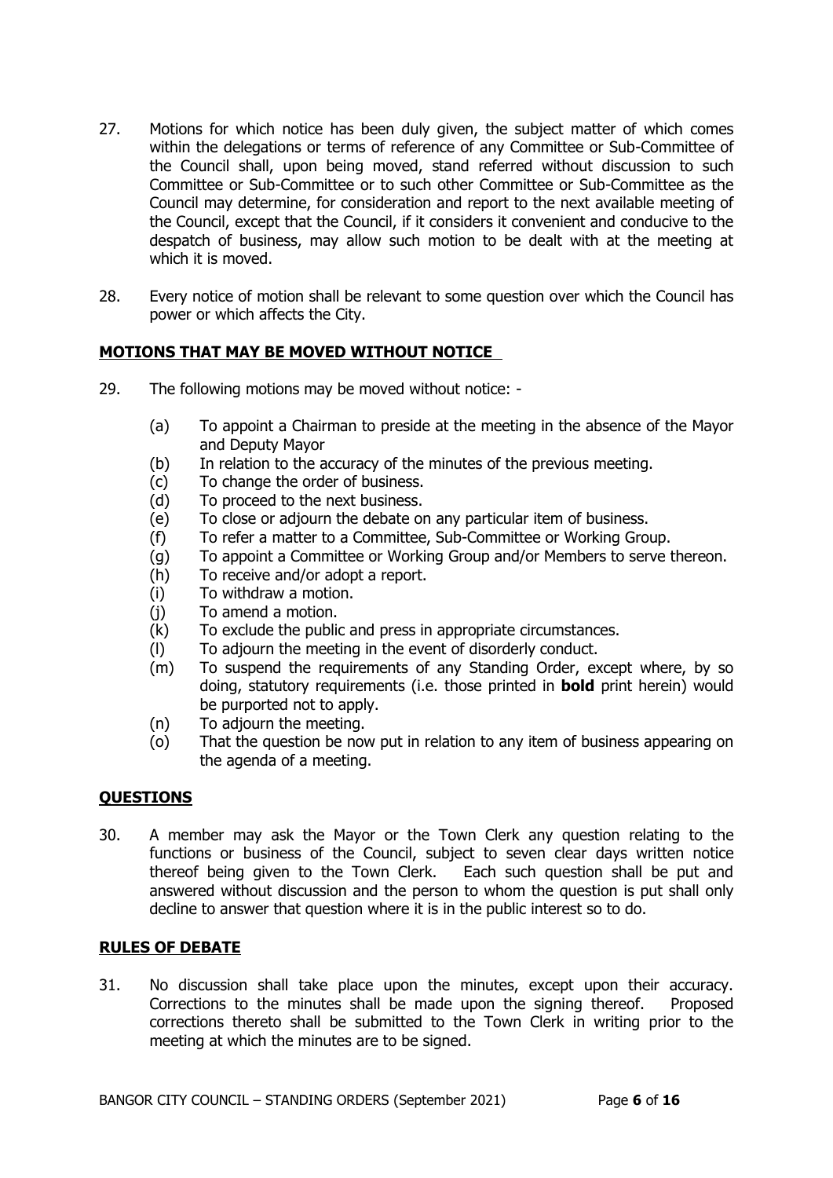27. Motions for which notice has been duly given, the subject matter of which comes within the delegations or terms of reference of any Committee or Sub-Committee of the Council shall, upon being moved, stand referred without discussion to such Committee or Sub-Committee or to such other Committee or Sub-Committee as the Council may determine, for consideration and report to the next available meeting of the Council, except that the Council, if it considers it convenient and conducive to the despatch of business, may allow such motion to be dealt with at the meeting at which it is moved.

28. Every notice of motion shall be relevant to some question over which the Council has power or which affects the City.

## MOTIONS THAT MAY BE MOVED WITHOUT NOTICE

29. The following motions may be moved without notice: -

    (a) To appoint a Chairman to preside at the meeting in the absence of the Mayor and Deputy Mayor
    (b) In relation to the accuracy of the minutes of the previous meeting.
    (c) To change the order of business.
    (d) To proceed to the next business.
    (e) To close or adjourn the debate on any particular item of business.
    (f) To refer a matter to a Committee, Sub-Committee or Working Group.
    (g) To appoint a Committee or Working Group and/or Members to serve thereon.
    (h) To receive and/or adopt a report.
    (i) To withdraw a motion.
    (j) To amend a motion.
    (k) To exclude the public and press in appropriate circumstances.
    (l) To adjourn the meeting in the event of disorderly conduct.
    (m) To suspend the requirements of any Standing Order, except where, by so doing, statutory requirements (i.e. those printed in **bold** print herein) would be purported not to apply.
    (n) To adjourn the meeting.
    (o) That the question be now put in relation to any item of business appearing on the agenda of a meeting.

## QUESTIONS

30. A member may ask the Mayor or the Town Clerk any question relating to the functions or business of the Council, subject to seven clear days written notice thereof being given to the Town Clerk. Each such question shall be put and answered without discussion and the person to whom the question is put shall only decline to answer that question where it is in the public interest so to do.

## RULES OF DEBATE

31. No discussion shall take place upon the minutes, except upon their accuracy. Corrections to the minutes shall be made upon the signing thereof. Proposed corrections thereto shall be submitted to the Town Clerk in writing prior to the meeting at which the minutes are to be signed.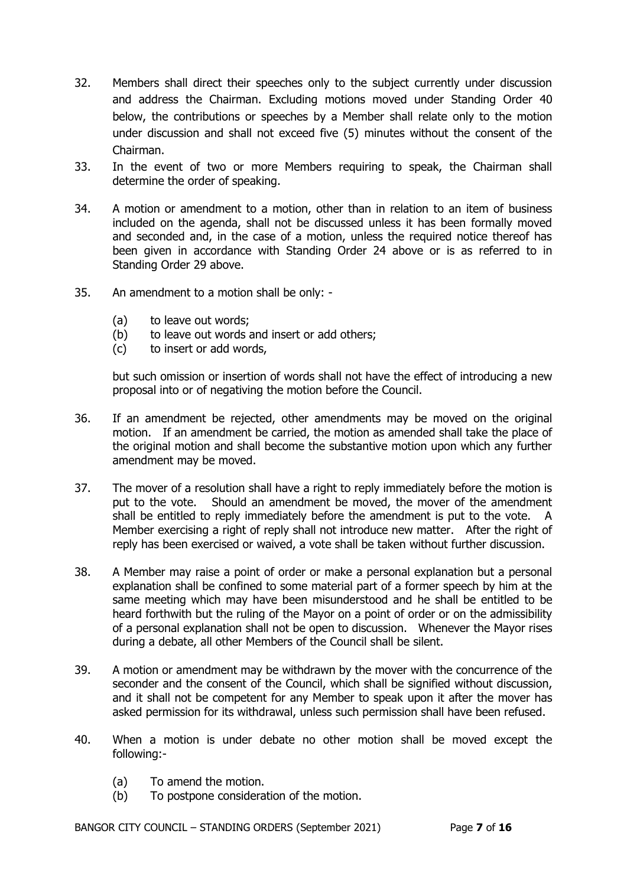32. Members shall direct their speeches only to the subject currently under discussion and address the Chairman. Excluding motions moved under Standing Order 40 below, the contributions or speeches by a Member shall relate only to the motion under discussion and shall not exceed five (5) minutes without the consent of the Chairman.

33. In the event of two or more Members requiring to speak, the Chairman shall determine the order of speaking.

34. A motion or amendment to a motion, other than in relation to an item of business included on the agenda, shall not be discussed unless it has been formally moved and seconded and, in the case of a motion, unless the required notice thereof has been given in accordance with Standing Order 24 above or is as referred to in Standing Order 29 above.

35. An amendment to a motion shall be only: -

    (a) to leave out words;
    (b) to leave out words and insert or add others;
    (c) to insert or add words,

    but such omission or insertion of words shall not have the effect of introducing a new proposal into or of negativing the motion before the Council.

36. If an amendment be rejected, other amendments may be moved on the original motion. If an amendment be carried, the motion as amended shall take the place of the original motion and shall become the substantive motion upon which any further amendment may be moved.

37. The mover of a resolution shall have a right to reply immediately before the motion is put to the vote. Should an amendment be moved, the mover of the amendment shall be entitled to reply immediately before the amendment is put to the vote. A Member exercising a right of reply shall not introduce new matter. After the right of reply has been exercised or waived, a vote shall be taken without further discussion.

38. A Member may raise a point of order or make a personal explanation but a personal explanation shall be confined to some material part of a former speech by him at the same meeting which may have been misunderstood and he shall be entitled to be heard forthwith but the ruling of the Mayor on a point of order or on the admissibility of a personal explanation shall not be open to discussion. Whenever the Mayor rises during a debate, all other Members of the Council shall be silent.

39. A motion or amendment may be withdrawn by the mover with the concurrence of the seconder and the consent of the Council, which shall be signified without discussion, and it shall not be competent for any Member to speak upon it after the mover has asked permission for its withdrawal, unless such permission shall have been refused.

40. When a motion is under debate no other motion shall be moved except the following:-

    (a) To amend the motion.
    (b) To postpone consideration of the motion.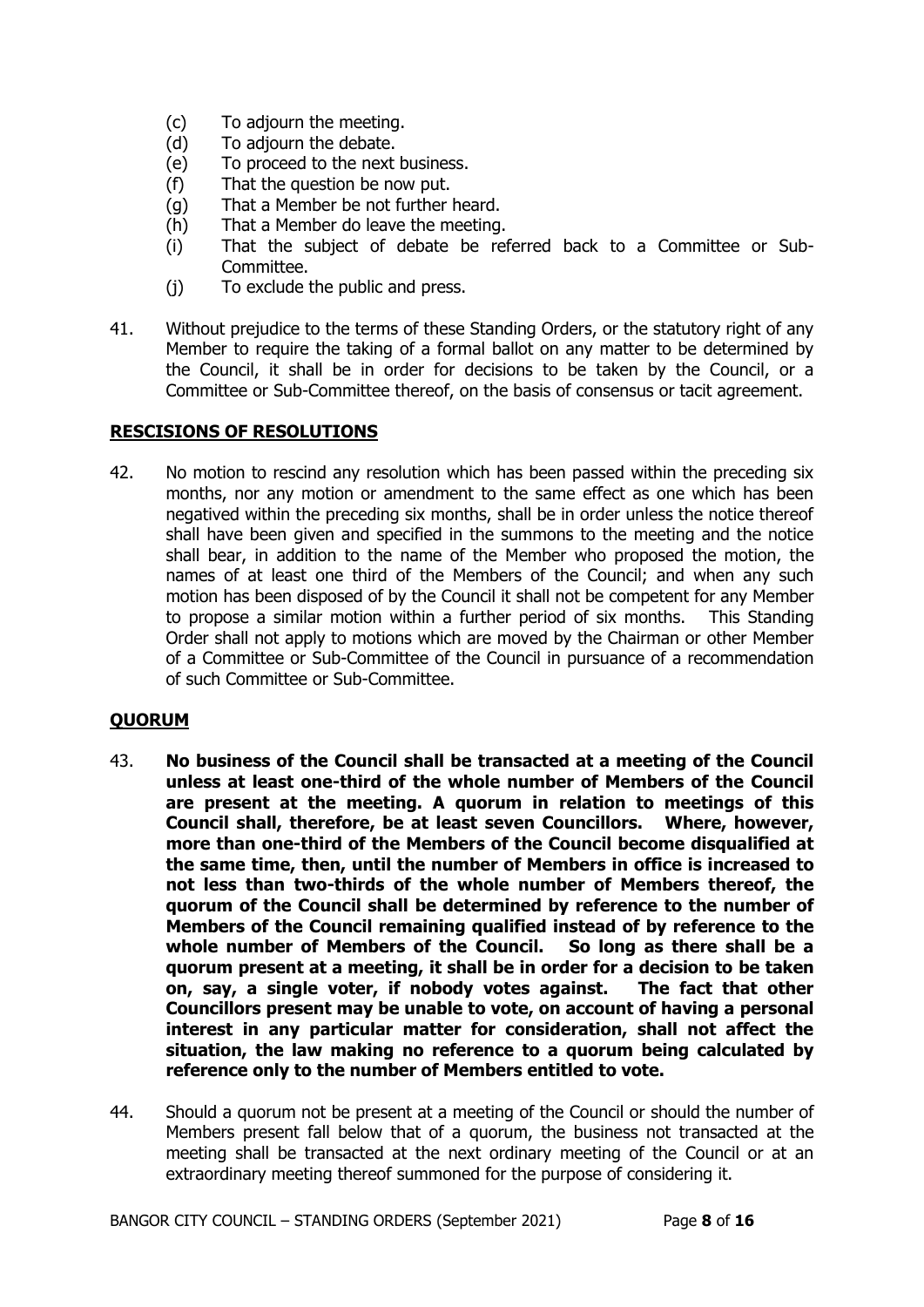(c) To adjourn the meeting.
(d) To adjourn the debate.
(e) To proceed to the next business.
(f) That the question be now put.
(g) That a Member be not further heard.
(h) That a Member do leave the meeting.
(i) That the subject of debate be referred back to a Committee or Sub-Committee.
(j) To exclude the public and press.

41. Without prejudice to the terms of these Standing Orders, or the statutory right of any Member to require the taking of a formal ballot on any matter to be determined by the Council, it shall be in order for decisions to be taken by the Council, or a Committee or Sub-Committee thereof, on the basis of consensus or tacit agreement.

## RESCISIONS OF RESOLUTIONS

42. No motion to rescind any resolution which has been passed within the preceding six months, nor any motion or amendment to the same effect as one which has been negatived within the preceding six months, shall be in order unless the notice thereof shall have been given and specified in the summons to the meeting and the notice shall bear, in addition to the name of the Member who proposed the motion, the names of at least one third of the Members of the Council; and when any such motion has been disposed of by the Council it shall not be competent for any Member to propose a similar motion within a further period of six months. This Standing Order shall not apply to motions which are moved by the Chairman or other Member of a Committee or Sub-Committee of the Council in pursuance of a recommendation of such Committee or Sub-Committee.

## QUORUM

43. **No business of the Council shall be transacted at a meeting of the Council unless at least one-third of the whole number of Members of the Council are present at the meeting. A quorum in relation to meetings of this Council shall, therefore, be at least seven Councillors. Where, however, more than one-third of the Members of the Council become disqualified at the same time, then, until the number of Members in office is increased to not less than two-thirds of the whole number of Members thereof, the quorum of the Council shall be determined by reference to the number of Members of the Council remaining qualified instead of by reference to the whole number of Members of the Council. So long as there shall be a quorum present at a meeting, it shall be in order for a decision to be taken on, say, a single voter, if nobody votes against. The fact that other Councillors present may be unable to vote, on account of having a personal interest in any particular matter for consideration, shall not affect the situation, the law making no reference to a quorum being calculated by reference only to the number of Members entitled to vote.**

44. Should a quorum not be present at a meeting of the Council or should the number of Members present fall below that of a quorum, the business not transacted at the meeting shall be transacted at the next ordinary meeting of the Council or at an extraordinary meeting thereof summoned for the purpose of considering it.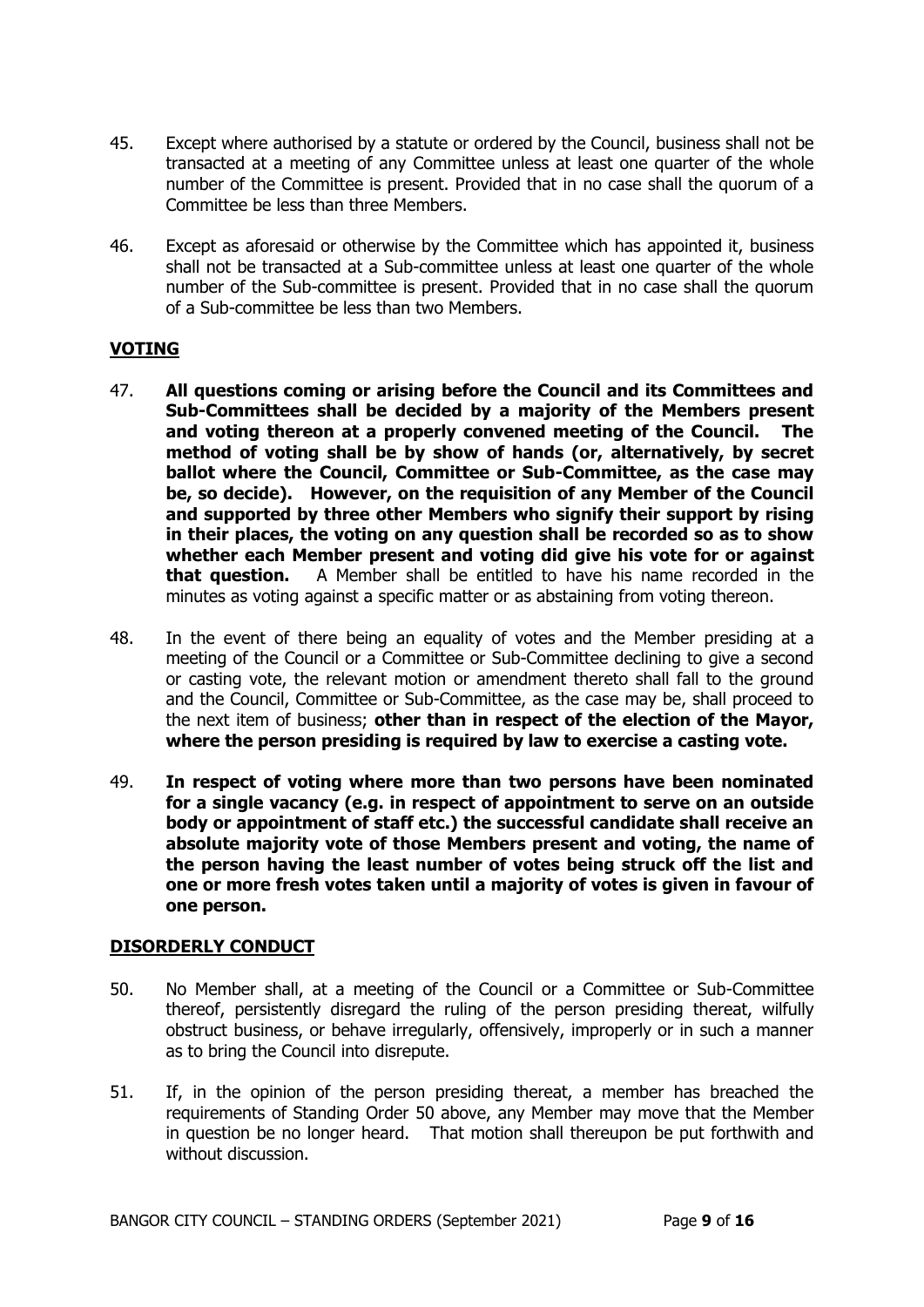45. Except where authorised by a statute or ordered by the Council, business shall not be transacted at a meeting of any Committee unless at least one quarter of the whole number of the Committee is present. Provided that in no case shall the quorum of a Committee be less than three Members.

46. Except as aforesaid or otherwise by the Committee which has appointed it, business shall not be transacted at a Sub-committee unless at least one quarter of the whole number of the Sub-committee is present. Provided that in no case shall the quorum of a Sub-committee be less than two Members.

## VOTING

47. **All questions coming or arising before the Council and its Committees and Sub-Committees shall be decided by a majority of the Members present and voting thereon at a properly convened meeting of the Council. The method of voting shall be by show of hands (or, alternatively, by secret ballot where the Council, Committee or Sub-Committee, as the case may be, so decide). However, on the requisition of any Member of the Council and supported by three other Members who signify their support by rising in their places, the voting on any question shall be recorded so as to show whether each Member present and voting did give his vote for or against that question.** A Member shall be entitled to have his name recorded in the minutes as voting against a specific matter or as abstaining from voting thereon.

48. In the event of there being an equality of votes and the Member presiding at a meeting of the Council or a Committee or Sub-Committee declining to give a second or casting vote, the relevant motion or amendment thereto shall fall to the ground and the Council, Committee or Sub-Committee, as the case may be, shall proceed to the next item of business; **other than in respect of the election of the Mayor, where the person presiding is required by law to exercise a casting vote.**

49. **In respect of voting where more than two persons have been nominated for a single vacancy (e.g. in respect of appointment to serve on an outside body or appointment of staff etc.) the successful candidate shall receive an absolute majority vote of those Members present and voting, the name of the person having the least number of votes being struck off the list and one or more fresh votes taken until a majority of votes is given in favour of one person.**

## DISORDERLY CONDUCT

50. No Member shall, at a meeting of the Council or a Committee or Sub-Committee thereof, persistently disregard the ruling of the person presiding thereat, wilfully obstruct business, or behave irregularly, offensively, improperly or in such a manner as to bring the Council into disrepute.

51. If, in the opinion of the person presiding thereat, a member has breached the requirements of Standing Order 50 above, any Member may move that the Member in question be no longer heard. That motion shall thereupon be put forthwith and without discussion.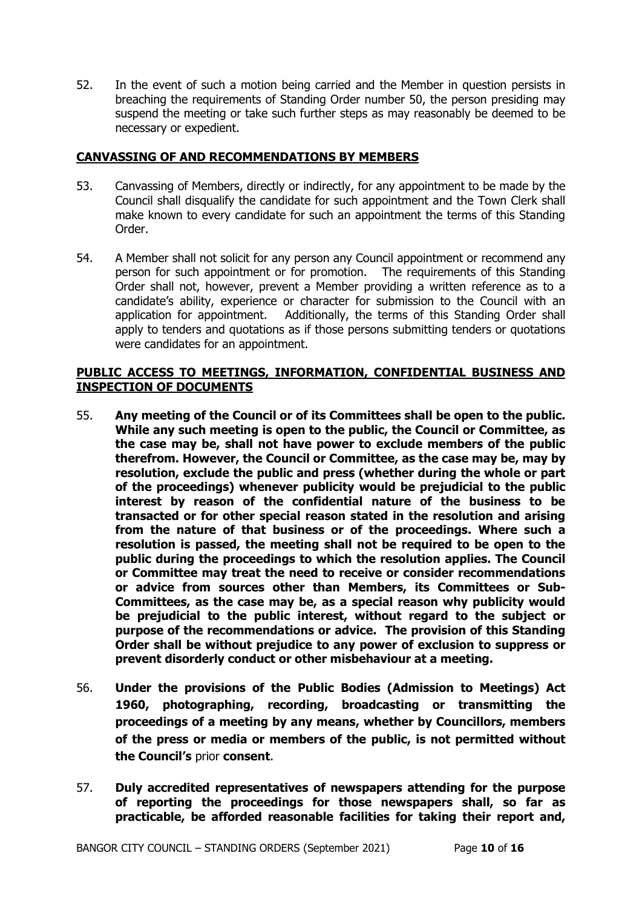52. In the event of such a motion being carried and the Member in question persists in breaching the requirements of Standing Order number 50, the person presiding may suspend the meeting or take such further steps as may reasonably be deemed to be necessary or expedient.

## CANVASSING OF AND RECOMMENDATIONS BY MEMBERS

53. Canvassing of Members, directly or indirectly, for any appointment to be made by the Council shall disqualify the candidate for such appointment and the Town Clerk shall make known to every candidate for such an appointment the terms of this Standing Order.

54. A Member shall not solicit for any person any Council appointment or recommend any person for such appointment or for promotion. The requirements of this Standing Order shall not, however, prevent a Member providing a written reference as to a candidate's ability, experience or character for submission to the Council with an application for appointment. Additionally, the terms of this Standing Order shall apply to tenders and quotations as if those persons submitting tenders or quotations were candidates for an appointment.

## PUBLIC ACCESS TO MEETINGS, INFORMATION, CONFIDENTIAL BUSINESS AND INSPECTION OF DOCUMENTS

55. **Any meeting of the Council or of its Committees shall be open to the public. While any such meeting is open to the public, the Council or Committee, as the case may be, shall not have power to exclude members of the public therefrom. However, the Council or Committee, as the case may be, may by resolution, exclude the public and press (whether during the whole or part of the proceedings) whenever publicity would be prejudicial to the public interest by reason of the confidential nature of the business to be transacted or for other special reason stated in the resolution and arising from the nature of that business or of the proceedings. Where such a resolution is passed, the meeting shall not be required to be open to the public during the proceedings to which the resolution applies. The Council or Committee may treat the need to receive or consider recommendations or advice from sources other than Members, its Committees or Sub-Committees, as the case may be, as a special reason why publicity would be prejudicial to the public interest, without regard to the subject or purpose of the recommendations or advice. The provision of this Standing Order shall be without prejudice to any power of exclusion to suppress or prevent disorderly conduct or other misbehaviour at a meeting.**

56. **Under the provisions of the Public Bodies (Admission to Meetings) Act 1960, photographing, recording, broadcasting or transmitting the proceedings of a meeting by any means, whether by Councillors, members of the press or media or members of the public, is not permitted without the Council's** prior **consent**.

57. **Duly accredited representatives of newspapers attending for the purpose of reporting the proceedings for those newspapers shall, so far as practicable, be afforded reasonable facilities for taking their report and,**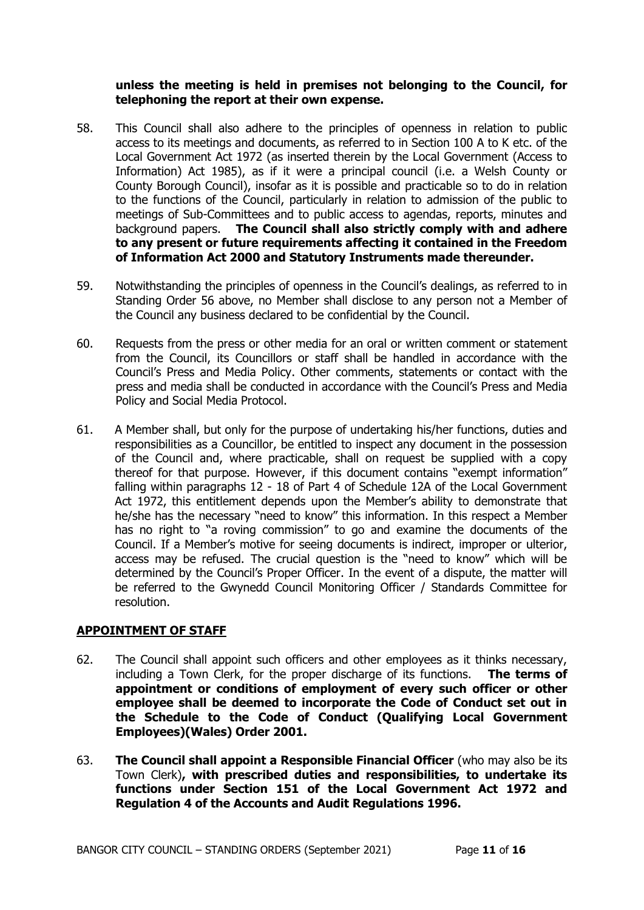**unless the meeting is held in premises not belonging to the Council, for telephoning the report at their own expense.**

58. This Council shall also adhere to the principles of openness in relation to public access to its meetings and documents, as referred to in Section 100 A to K etc. of the Local Government Act 1972 (as inserted therein by the Local Government (Access to Information) Act 1985), as if it were a principal council (i.e. a Welsh County or County Borough Council), insofar as it is possible and practicable so to do in relation to the functions of the Council, particularly in relation to admission of the public to meetings of Sub-Committees and to public access to agendas, reports, minutes and background papers. **The Council shall also strictly comply with and adhere to any present or future requirements affecting it contained in the Freedom of Information Act 2000 and Statutory Instruments made thereunder.**

59. Notwithstanding the principles of openness in the Council's dealings, as referred to in Standing Order 56 above, no Member shall disclose to any person not a Member of the Council any business declared to be confidential by the Council.

60. Requests from the press or other media for an oral or written comment or statement from the Council, its Councillors or staff shall be handled in accordance with the Council's Press and Media Policy. Other comments, statements or contact with the press and media shall be conducted in accordance with the Council's Press and Media Policy and Social Media Protocol.

61. A Member shall, but only for the purpose of undertaking his/her functions, duties and responsibilities as a Councillor, be entitled to inspect any document in the possession of the Council and, where practicable, shall on request be supplied with a copy thereof for that purpose. However, if this document contains "exempt information" falling within paragraphs 12 - 18 of Part 4 of Schedule 12A of the Local Government Act 1972, this entitlement depends upon the Member's ability to demonstrate that he/she has the necessary "need to know" this information. In this respect a Member has no right to "a roving commission" to go and examine the documents of the Council. If a Member's motive for seeing documents is indirect, improper or ulterior, access may be refused. The crucial question is the "need to know" which will be determined by the Council's Proper Officer. In the event of a dispute, the matter will be referred to the Gwynedd Council Monitoring Officer / Standards Committee for resolution.

## APPOINTMENT OF STAFF

62. The Council shall appoint such officers and other employees as it thinks necessary, including a Town Clerk, for the proper discharge of its functions. **The terms of appointment or conditions of employment of every such officer or other employee shall be deemed to incorporate the Code of Conduct set out in the Schedule to the Code of Conduct (Qualifying Local Government Employees)(Wales) Order 2001.**

63. **The Council shall appoint a Responsible Financial Officer** (who may also be its Town Clerk)**, with prescribed duties and responsibilities, to undertake its functions under Section 151 of the Local Government Act 1972 and Regulation 4 of the Accounts and Audit Regulations 1996.**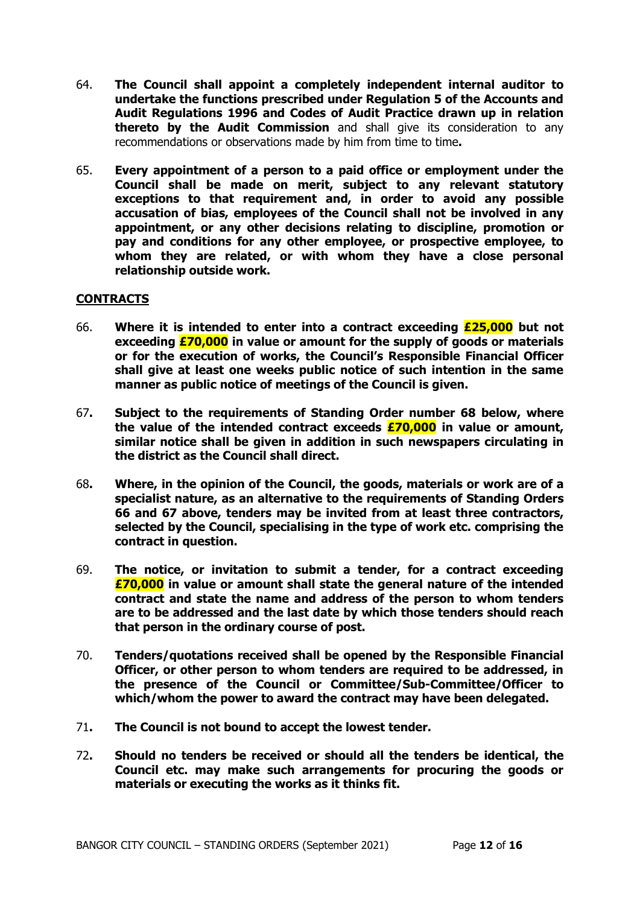64. **The Council shall appoint a completely independent internal auditor to undertake the functions prescribed under Regulation 5 of the Accounts and Audit Regulations 1996 and Codes of Audit Practice drawn up in relation thereto by the Audit Commission** and shall give its consideration to any recommendations or observations made by him from time to time**.**

65. **Every appointment of a person to a paid office or employment under the Council shall be made on merit, subject to any relevant statutory exceptions to that requirement and, in order to avoid any possible accusation of bias, employees of the Council shall not be involved in any appointment, or any other decisions relating to discipline, promotion or pay and conditions for any other employee, or prospective employee, to whom they are related, or with whom they have a close personal relationship outside work.**

## CONTRACTS

66. **Where it is intended to enter into a contract exceeding £25,000 but not exceeding £70,000 in value or amount for the supply of goods or materials or for the execution of works, the Council's Responsible Financial Officer shall give at least one weeks public notice of such intention in the same manner as public notice of meetings of the Council is given.**

67. **Subject to the requirements of Standing Order number 68 below, where the value of the intended contract exceeds £70,000 in value or amount, similar notice shall be given in addition in such newspapers circulating in the district as the Council shall direct.**

68. **Where, in the opinion of the Council, the goods, materials or work are of a specialist nature, as an alternative to the requirements of Standing Orders 66 and 67 above, tenders may be invited from at least three contractors, selected by the Council, specialising in the type of work etc. comprising the contract in question.**

69. **The notice, or invitation to submit a tender, for a contract exceeding £70,000 in value or amount shall state the general nature of the intended contract and state the name and address of the person to whom tenders are to be addressed and the last date by which those tenders should reach that person in the ordinary course of post.**

70. **Tenders/quotations received shall be opened by the Responsible Financial Officer, or other person to whom tenders are required to be addressed, in the presence of the Council or Committee/Sub-Committee/Officer to which/whom the power to award the contract may have been delegated.**

71. **The Council is not bound to accept the lowest tender.**

72. **Should no tenders be received or should all the tenders be identical, the Council etc. may make such arrangements for procuring the goods or materials or executing the works as it thinks fit.**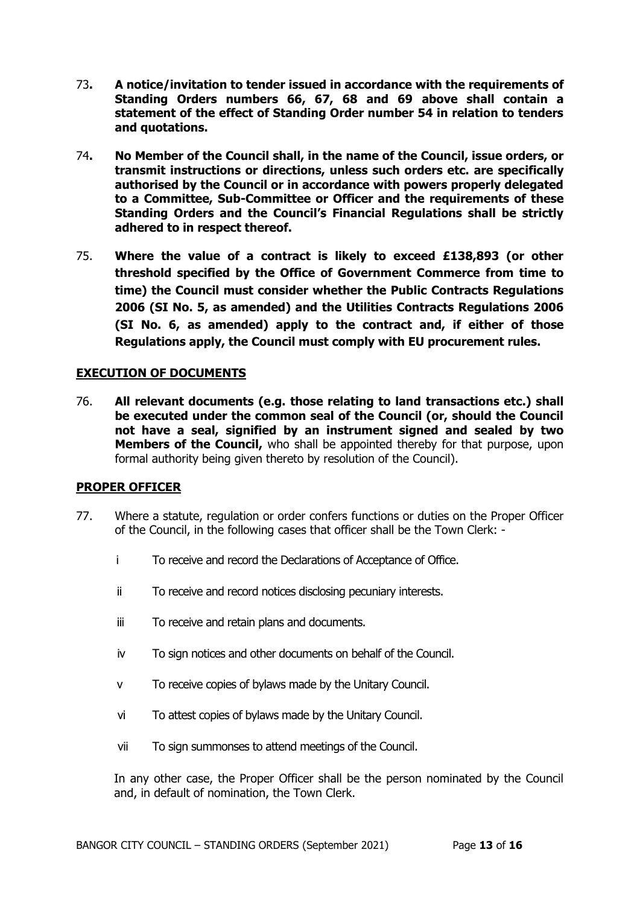73. **A notice/invitation to tender issued in accordance with the requirements of Standing Orders numbers 66, 67, 68 and 69 above shall contain a statement of the effect of Standing Order number 54 in relation to tenders and quotations.**

74. **No Member of the Council shall, in the name of the Council, issue orders, or transmit instructions or directions, unless such orders etc. are specifically authorised by the Council or in accordance with powers properly delegated to a Committee, Sub-Committee or Officer and the requirements of these Standing Orders and the Council's Financial Regulations shall be strictly adhered to in respect thereof.**

75. **Where the value of a contract is likely to exceed £138,893 (or other threshold specified by the Office of Government Commerce from time to time) the Council must consider whether the Public Contracts Regulations 2006 (SI No. 5, as amended) and the Utilities Contracts Regulations 2006 (SI No. 6, as amended) apply to the contract and, if either of those Regulations apply, the Council must comply with EU procurement rules.**

## EXECUTION OF DOCUMENTS

76. **All relevant documents (e.g. those relating to land transactions etc.) shall be executed under the common seal of the Council (or, should the Council not have a seal, signified by an instrument signed and sealed by two Members of the Council,** who shall be appointed thereby for that purpose, upon formal authority being given thereto by resolution of the Council).

## PROPER OFFICER

77. Where a statute, regulation or order confers functions or duties on the Proper Officer of the Council, in the following cases that officer shall be the Town Clerk: -

    i To receive and record the Declarations of Acceptance of Office.

    ii To receive and record notices disclosing pecuniary interests.

    iii To receive and retain plans and documents.

    iv To sign notices and other documents on behalf of the Council.

    v To receive copies of bylaws made by the Unitary Council.

    vi To attest copies of bylaws made by the Unitary Council.

    vii To sign summonses to attend meetings of the Council.

    In any other case, the Proper Officer shall be the person nominated by the Council and, in default of nomination, the Town Clerk.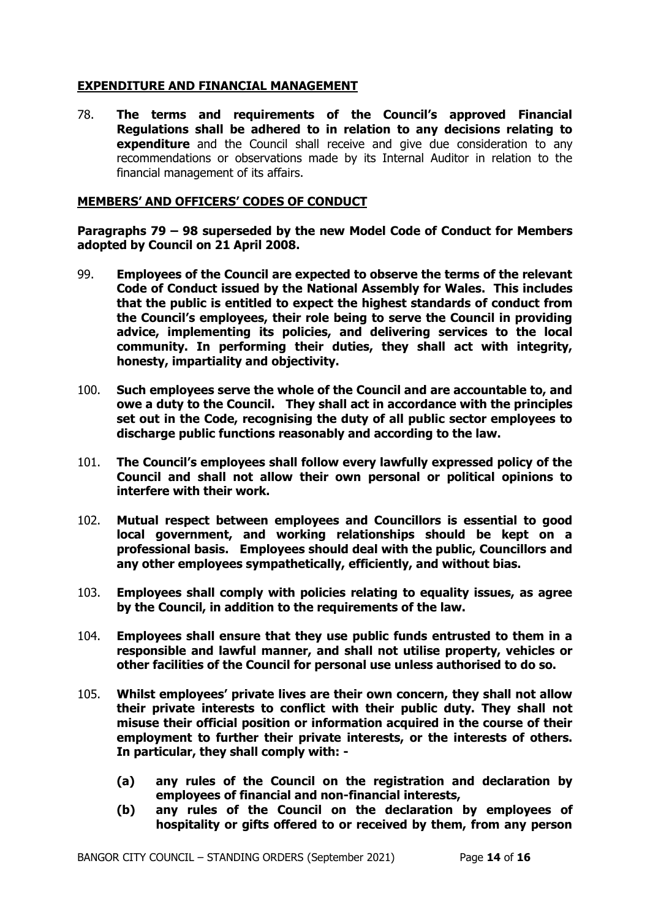## EXPENDITURE AND FINANCIAL MANAGEMENT

78. **The terms and requirements of the Council's approved Financial Regulations shall be adhered to in relation to any decisions relating to expenditure** and the Council shall receive and give due consideration to any recommendations or observations made by its Internal Auditor in relation to the financial management of its affairs.

## MEMBERS' AND OFFICERS' CODES OF CONDUCT

**Paragraphs 79 – 98 superseded by the new Model Code of Conduct for Members adopted by Council on 21 April 2008.**

99. **Employees of the Council are expected to observe the terms of the relevant Code of Conduct issued by the National Assembly for Wales. This includes that the public is entitled to expect the highest standards of conduct from the Council's employees, their role being to serve the Council in providing advice, implementing its policies, and delivering services to the local community. In performing their duties, they shall act with integrity, honesty, impartiality and objectivity.**

100. **Such employees serve the whole of the Council and are accountable to, and owe a duty to the Council. They shall act in accordance with the principles set out in the Code, recognising the duty of all public sector employees to discharge public functions reasonably and according to the law.**

101. **The Council's employees shall follow every lawfully expressed policy of the Council and shall not allow their own personal or political opinions to interfere with their work.**

102. **Mutual respect between employees and Councillors is essential to good local government, and working relationships should be kept on a professional basis. Employees should deal with the public, Councillors and any other employees sympathetically, efficiently, and without bias.**

103. **Employees shall comply with policies relating to equality issues, as agree by the Council, in addition to the requirements of the law.**

104. **Employees shall ensure that they use public funds entrusted to them in a responsible and lawful manner, and shall not utilise property, vehicles or other facilities of the Council for personal use unless authorised to do so.**

105. **Whilst employees' private lives are their own concern, they shall not allow their private interests to conflict with their public duty. They shall not misuse their official position or information acquired in the course of their employment to further their private interests, or the interests of others. In particular, they shall comply with: -**

    **(a) any rules of the Council on the registration and declaration by employees of financial and non-financial interests,**

    **(b) any rules of the Council on the declaration by employees of hospitality or gifts offered to or received by them, from any person**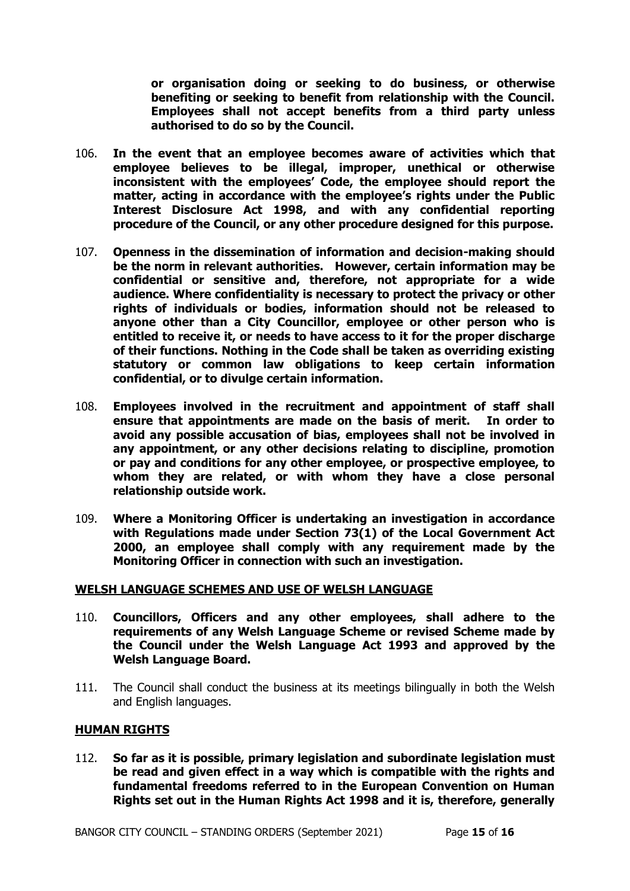**or organisation doing or seeking to do business, or otherwise benefiting or seeking to benefit from relationship with the Council. Employees shall not accept benefits from a third party unless authorised to do so by the Council.**

106. **In the event that an employee becomes aware of activities which that employee believes to be illegal, improper, unethical or otherwise inconsistent with the employees' Code, the employee should report the matter, acting in accordance with the employee's rights under the Public Interest Disclosure Act 1998, and with any confidential reporting procedure of the Council, or any other procedure designed for this purpose.**

107. **Openness in the dissemination of information and decision-making should be the norm in relevant authorities. However, certain information may be confidential or sensitive and, therefore, not appropriate for a wide audience. Where confidentiality is necessary to protect the privacy or other rights of individuals or bodies, information should not be released to anyone other than a City Councillor, employee or other person who is entitled to receive it, or needs to have access to it for the proper discharge of their functions. Nothing in the Code shall be taken as overriding existing statutory or common law obligations to keep certain information confidential, or to divulge certain information.**

108. **Employees involved in the recruitment and appointment of staff shall ensure that appointments are made on the basis of merit. In order to avoid any possible accusation of bias, employees shall not be involved in any appointment, or any other decisions relating to discipline, promotion or pay and conditions for any other employee, or prospective employee, to whom they are related, or with whom they have a close personal relationship outside work.**

109. **Where a Monitoring Officer is undertaking an investigation in accordance with Regulations made under Section 73(1) of the Local Government Act 2000, an employee shall comply with any requirement made by the Monitoring Officer in connection with such an investigation.**

## WELSH LANGUAGE SCHEMES AND USE OF WELSH LANGUAGE

110. **Councillors, Officers and any other employees, shall adhere to the requirements of any Welsh Language Scheme or revised Scheme made by the Council under the Welsh Language Act 1993 and approved by the Welsh Language Board.**

111. The Council shall conduct the business at its meetings bilingually in both the Welsh and English languages.

## HUMAN RIGHTS

112. **So far as it is possible, primary legislation and subordinate legislation must be read and given effect in a way which is compatible with the rights and fundamental freedoms referred to in the European Convention on Human Rights set out in the Human Rights Act 1998 and it is, therefore, generally**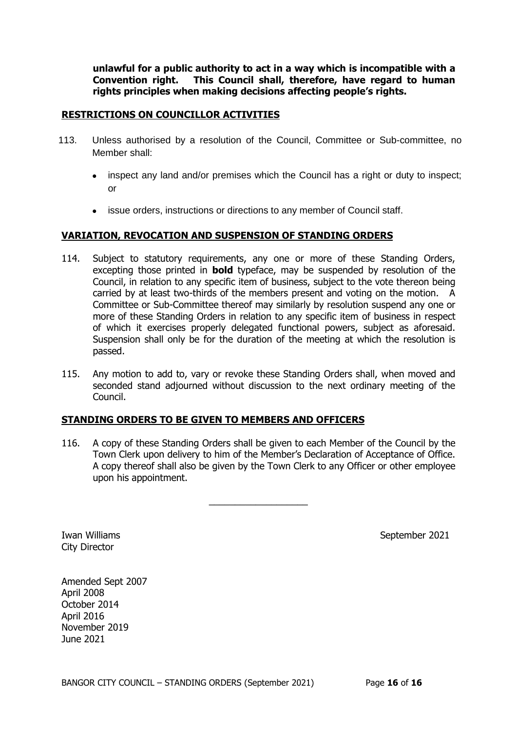**unlawful for a public authority to act in a way which is incompatible with a Convention right. This Council shall, therefore, have regard to human rights principles when making decisions affecting people's rights.**

## RESTRICTIONS ON COUNCILLOR ACTIVITIES

113. Unless authorised by a resolution of the Council, Committee or Sub-committee, no Member shall:

- inspect any land and/or premises which the Council has a right or duty to inspect; or
- issue orders, instructions or directions to any member of Council staff.

## VARIATION, REVOCATION AND SUSPENSION OF STANDING ORDERS

114. Subject to statutory requirements, any one or more of these Standing Orders, excepting those printed in **bold** typeface, may be suspended by resolution of the Council, in relation to any specific item of business, subject to the vote thereon being carried by at least two-thirds of the members present and voting on the motion. A Committee or Sub-Committee thereof may similarly by resolution suspend any one or more of these Standing Orders in relation to any specific item of business in respect of which it exercises properly delegated functional powers, subject as aforesaid. Suspension shall only be for the duration of the meeting at which the resolution is passed.

115. Any motion to add to, vary or revoke these Standing Orders shall, when moved and seconded stand adjourned without discussion to the next ordinary meeting of the Council.

## STANDING ORDERS TO BE GIVEN TO MEMBERS AND OFFICERS

116. A copy of these Standing Orders shall be given to each Member of the Council by the Town Clerk upon delivery to him of the Member's Declaration of Acceptance of Office. A copy thereof shall also be given by the Town Clerk to any Officer or other employee upon his appointment.

---

Iwan Williams
City Director

September 2021

Amended Sept 2007
April 2008
October 2014
April 2016
November 2019
June 2021